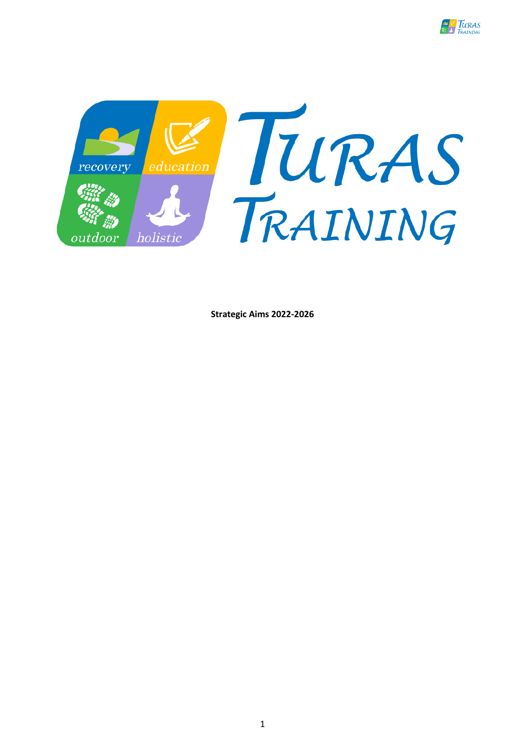# TURAS TRAINING

recovery education outdoor holistic

**Strategic Aims 2022-2026**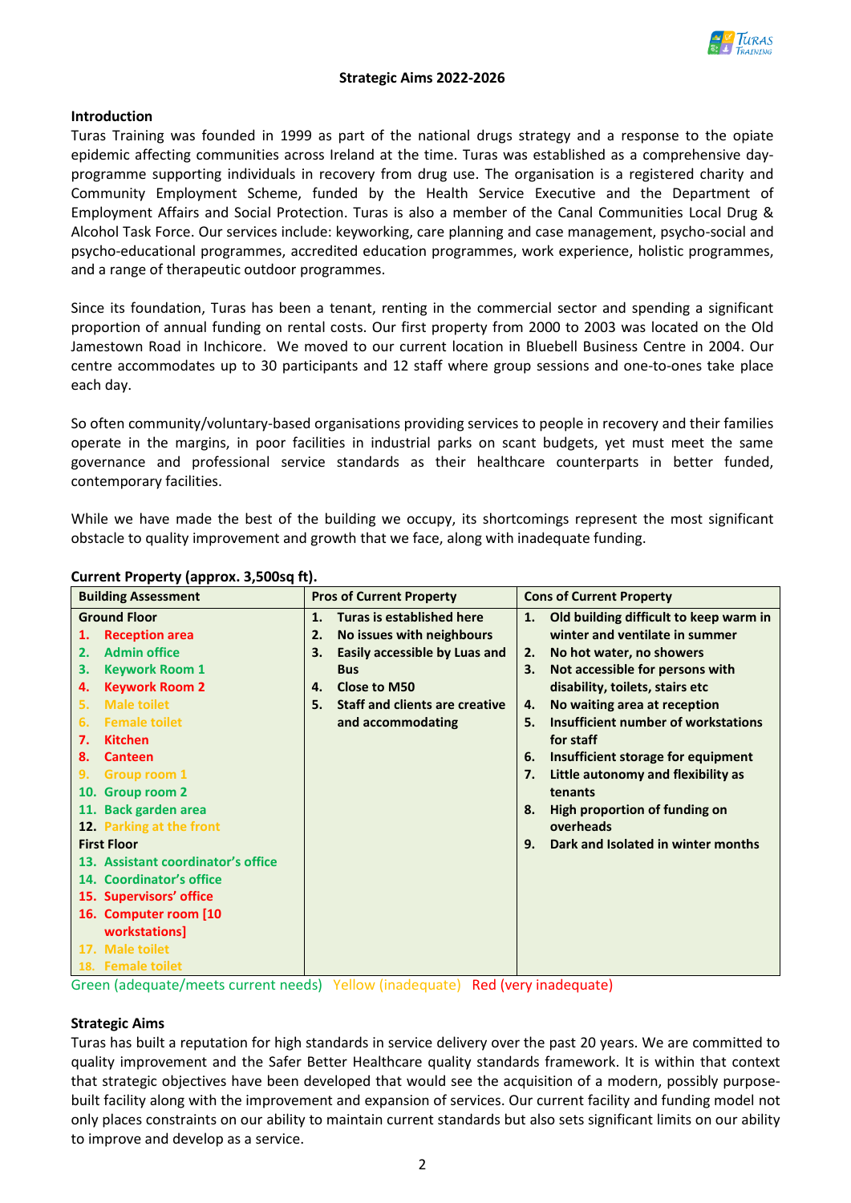**Strategic Aims 2022-2026**

## Introduction

Turas Training was founded in 1999 as part of the national drugs strategy and a response to the opiate epidemic affecting communities across Ireland at the time. Turas was established as a comprehensive day-programme supporting individuals in recovery from drug use. The organisation is a registered charity and Community Employment Scheme, funded by the Health Service Executive and the Department of Employment Affairs and Social Protection. Turas is also a member of the Canal Communities Local Drug & Alcohol Task Force. Our services include: keyworking, care planning and case management, psycho-social and psycho-educational programmes, accredited education programmes, work experience, holistic programmes, and a range of therapeutic outdoor programmes.

Since its foundation, Turas has been a tenant, renting in the commercial sector and spending a significant proportion of annual funding on rental costs. Our first property from 2000 to 2003 was located on the Old Jamestown Road in Inchicore. We moved to our current location in Bluebell Business Centre in 2004. Our centre accommodates up to 30 participants and 12 staff where group sessions and one-to-ones take place each day.

So often community/voluntary-based organisations providing services to people in recovery and their families operate in the margins, in poor facilities in industrial parks on scant budgets, yet must meet the same governance and professional service standards as their healthcare counterparts in better funded, contemporary facilities.

While we have made the best of the building we occupy, its shortcomings represent the most significant obstacle to quality improvement and growth that we face, along with inadequate funding.

**Current Property (approx. 3,500sq ft).**

| Building Assessment | Pros of Current Property | Cons of Current Property |
|---|---|---|
| **Ground Floor**<br>1. Reception area<br>2. Admin office<br>3. Keywork Room 1<br>4. Keywork Room 2<br>5. Male toilet<br>6. Female toilet<br>7. Kitchen<br>8. Canteen<br>9. Group room 1<br>10. Group room 2<br>11. Back garden area<br>12. Parking at the front<br>**First Floor**<br>13. Assistant coordinator's office<br>14. Coordinator's office<br>15. Supervisors' office<br>16. Computer room [10 workstations]<br>17. Male toilet<br>18. Female toilet | 1. Turas is established here<br>2. No issues with neighbours<br>3. Easily accessible by Luas and Bus<br>4. Close to M50<br>5. Staff and clients are creative and accommodating | 1. Old building difficult to keep warm in winter and ventilate in summer<br>2. No hot water, no showers<br>3. Not accessible for persons with disability, toilets, stairs etc<br>4. No waiting area at reception<br>5. Insufficient number of workstations for staff<br>6. Insufficient storage for equipment<br>7. Little autonomy and flexibility as tenants<br>8. High proportion of funding on overheads<br>9. Dark and Isolated in winter months |

Green (adequate/meets current needs) Yellow (inadequate) Red (very inadequate)

## Strategic Aims

Turas has built a reputation for high standards in service delivery over the past 20 years. We are committed to quality improvement and the Safer Better Healthcare quality standards framework. It is within that context that strategic objectives have been developed that would see the acquisition of a modern, possibly purpose-built facility along with the improvement and expansion of services. Our current facility and funding model not only places constraints on our ability to maintain current standards but also sets significant limits on our ability to improve and develop as a service.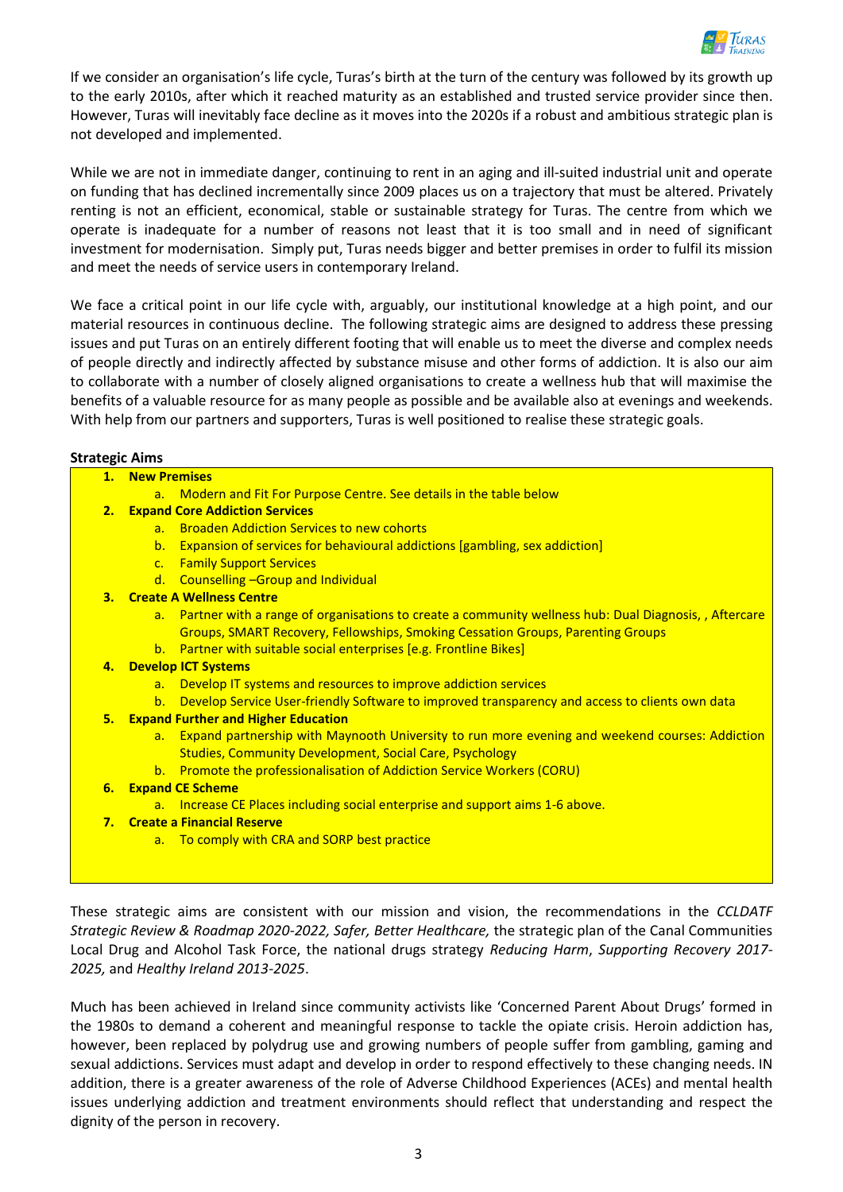If we consider an organisation's life cycle, Turas's birth at the turn of the century was followed by its growth up to the early 2010s, after which it reached maturity as an established and trusted service provider since then. However, Turas will inevitably face decline as it moves into the 2020s if a robust and ambitious strategic plan is not developed and implemented.

While we are not in immediate danger, continuing to rent in an aging and ill-suited industrial unit and operate on funding that has declined incrementally since 2009 places us on a trajectory that must be altered. Privately renting is not an efficient, economical, stable or sustainable strategy for Turas. The centre from which we operate is inadequate for a number of reasons not least that it is too small and in need of significant investment for modernisation. Simply put, Turas needs bigger and better premises in order to fulfil its mission and meet the needs of service users in contemporary Ireland.

We face a critical point in our life cycle with, arguably, our institutional knowledge at a high point, and our material resources in continuous decline. The following strategic aims are designed to address these pressing issues and put Turas on an entirely different footing that will enable us to meet the diverse and complex needs of people directly and indirectly affected by substance misuse and other forms of addiction. It is also our aim to collaborate with a number of closely aligned organisations to create a wellness hub that will maximise the benefits of a valuable resource for as many people as possible and be available also at evenings and weekends. With help from our partners and supporters, Turas is well positioned to realise these strategic goals.

**Strategic Aims**

1. **New Premises**
   a. Modern and Fit For Purpose Centre. See details in the table below
2. **Expand Core Addiction Services**
   a. Broaden Addiction Services to new cohorts
   b. Expansion of services for behavioural addictions [gambling, sex addiction]
   c. Family Support Services
   d. Counselling –Group and Individual
3. **Create A Wellness Centre**
   a. Partner with a range of organisations to create a community wellness hub: Dual Diagnosis, , Aftercare Groups, SMART Recovery, Fellowships, Smoking Cessation Groups, Parenting Groups
   b. Partner with suitable social enterprises [e.g. Frontline Bikes]
4. **Develop ICT Systems**
   a. Develop IT systems and resources to improve addiction services
   b. Develop Service User-friendly Software to improved transparency and access to clients own data
5. **Expand Further and Higher Education**
   a. Expand partnership with Maynooth University to run more evening and weekend courses: Addiction Studies, Community Development, Social Care, Psychology
   b. Promote the professionalisation of Addiction Service Workers (CORU)
6. **Expand CE Scheme**
   a. Increase CE Places including social enterprise and support aims 1-6 above.
7. **Create a Financial Reserve**
   a. To comply with CRA and SORP best practice

These strategic aims are consistent with our mission and vision, the recommendations in the *CCLDATF Strategic Review & Roadmap 2020-2022, Safer, Better Healthcare,* the strategic plan of the Canal Communities Local Drug and Alcohol Task Force, the national drugs strategy *Reducing Harm*, *Supporting Recovery 2017-2025,* and *Healthy Ireland 2013-2025*.

Much has been achieved in Ireland since community activists like 'Concerned Parent About Drugs' formed in the 1980s to demand a coherent and meaningful response to tackle the opiate crisis. Heroin addiction has, however, been replaced by polydrug use and growing numbers of people suffer from gambling, gaming and sexual addictions. Services must adapt and develop in order to respond effectively to these changing needs. IN addition, there is a greater awareness of the role of Adverse Childhood Experiences (ACEs) and mental health issues underlying addiction and treatment environments should reflect that understanding and respect the dignity of the person in recovery.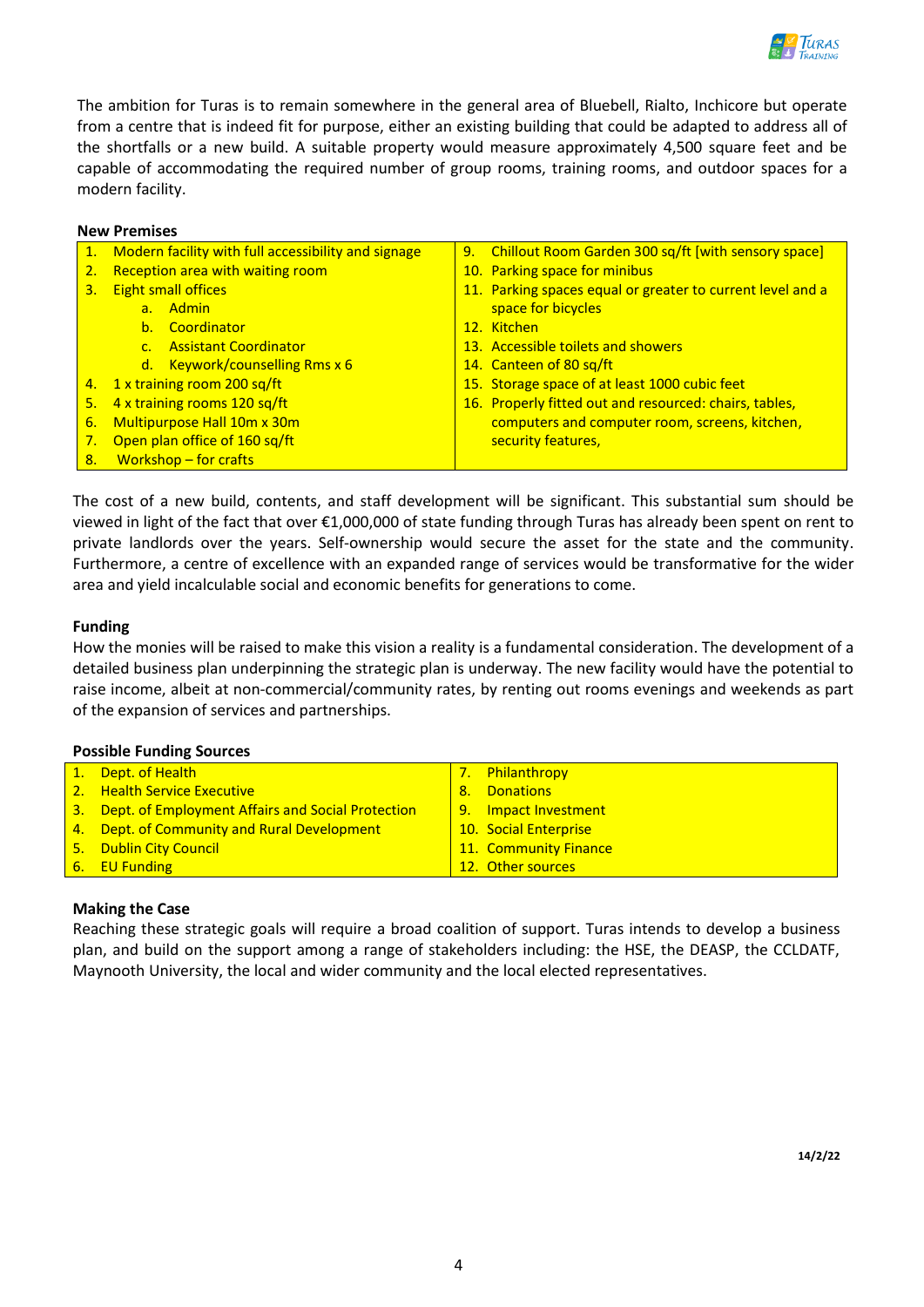The ambition for Turas is to remain somewhere in the general area of Bluebell, Rialto, Inchicore but operate from a centre that is indeed fit for purpose, either an existing building that could be adapted to address all of the shortfalls or a new build. A suitable property would measure approximately 4,500 square feet and be capable of accommodating the required number of group rooms, training rooms, and outdoor spaces for a modern facility.

**New Premises**

| | |
|---|---|
| 1. Modern facility with full accessibility and signage<br>2. Reception area with waiting room<br>3. Eight small offices<br>a. Admin<br>b. Coordinator<br>c. Assistant Coordinator<br>d. Keywork/counselling Rms x 6<br>4. 1 x training room 200 sq/ft<br>5. 4 x training rooms 120 sq/ft<br>6. Multipurpose Hall 10m x 30m<br>7. Open plan office of 160 sq/ft<br>8. Workshop – for crafts | 9. Chillout Room Garden 300 sq/ft [with sensory space]<br>10. Parking space for minibus<br>11. Parking spaces equal or greater to current level and a space for bicycles<br>12. Kitchen<br>13. Accessible toilets and showers<br>14. Canteen of 80 sq/ft<br>15. Storage space of at least 1000 cubic feet<br>16. Properly fitted out and resourced: chairs, tables, computers and computer room, screens, kitchen, security features, |

The cost of a new build, contents, and staff development will be significant. This substantial sum should be viewed in light of the fact that over €1,000,000 of state funding through Turas has already been spent on rent to private landlords over the years. Self-ownership would secure the asset for the state and the community. Furthermore, a centre of excellence with an expanded range of services would be transformative for the wider area and yield incalculable social and economic benefits for generations to come.

**Funding**

How the monies will be raised to make this vision a reality is a fundamental consideration. The development of a detailed business plan underpinning the strategic plan is underway. The new facility would have the potential to raise income, albeit at non-commercial/community rates, by renting out rooms evenings and weekends as part of the expansion of services and partnerships.

**Possible Funding Sources**

| | |
|---|---|
| 1. Dept. of Health | 7. Philanthropy |
| 2. Health Service Executive | 8. Donations |
| 3. Dept. of Employment Affairs and Social Protection | 9. Impact Investment |
| 4. Dept. of Community and Rural Development | 10. Social Enterprise |
| 5. Dublin City Council | 11. Community Finance |
| 6. EU Funding | 12. Other sources |

**Making the Case**

Reaching these strategic goals will require a broad coalition of support. Turas intends to develop a business plan, and build on the support among a range of stakeholders including: the HSE, the DEASP, the CCLDATF, Maynooth University, the local and wider community and the local elected representatives.

**14/2/22**